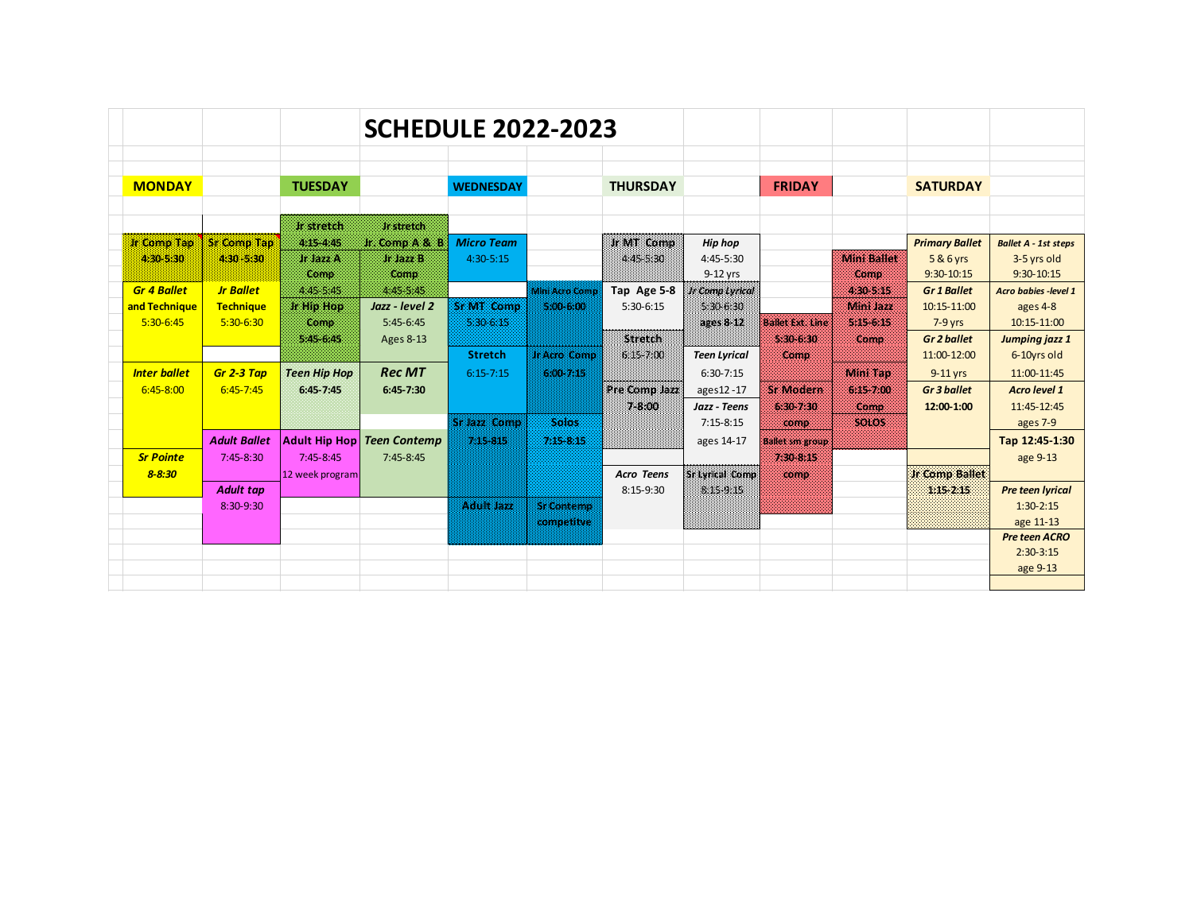# SCHEDULE 2022-2023

## MONDAY

| Column 1 | Column 2 |
|---|---|
| Jr Comp Tap 4:30-5:30 | Sr Comp Tap 4:30-5:30 |
| Gr 4 Ballet and Technique 5:30-6:45 | Jr Ballet Technique 5:30-6:30 |
| Inter ballet 6:45-8:00 | Gr 2-3 Tap 6:45-7:45 |
| Sr Pointe 8-8:30 | Adult Ballet 7:45-8:30 |
| | Adult tap 8:30-9:30 |

## TUESDAY

| Column 1 | Column 2 |
|---|---|
| Jr stretch 4:15-4:45 | Jr stretch Jr. Comp A & B |
| Jr Jazz A Comp 4:45-5:45 | Jr Jazz B Comp 4:45-5:45 |
| Jr Hip Hop Comp 5:45-6:45 | Jazz - level 2 5:45-6:45 Ages 8-13 |
| Teen Hip Hop 6:45-7:45 | Rec MT 6:45-7:30 |
| Adult Hip Hop 7:45-8:45 12 week program | Teen Contemp 7:45-8:45 |

## WEDNESDAY

| Column 1 | Column 2 |
|---|---|
| Micro Team 4:30-5:15 | |
| Sr MT Comp 5:30-6:15 | Mini Acro Comp 5:00-6:00 |
| Stretch 6:15-7:15 | Jr Acro Comp 6:00-7:15 |
| Sr Jazz Comp 7:15-815 | Solos 7:15-8:15 |
| Adult Jazz | Sr Contemp competitve |

## THURSDAY

| Column 1 | Column 2 |
|---|---|
| Jr MT Comp 4:45-5:30 | Hip hop 4:45-5:30 9-12 yrs |
| Tap Age 5-8 5:30-6:15 | Jr Comp Lyrical 5:30-6:30 ages 8-12 |
| Stretch 6:15-7:00 | Teen Lyrical 6:30-7:15 ages12 -17 |
| Pre Comp Jazz 7-8:00 | Jazz - Teens 7:15-8:15 ages 14-17 |
| Acro Teens 8:15-9:30 | Sr Lyrical Comp 8:15-9:15 |

## FRIDAY

| Column 1 | Column 2 |
|---|---|
| | Mini Ballet Comp 4:30-5:15 |
| Ballet Ext. Line 5:30-6:30 Comp | Mini Jazz 5:15-6:15 Comp |
| Sr Modern 6:30-7:30 comp | Mini Tap 6:15-7:00 Comp |
| Ballet sm group 7:30-8:15 comp | SOLOS |

## SATURDAY

| Column 1 | Column 2 |
|---|---|
| Primary Ballet 5 & 6 yrs 9:30-10:15 | Ballet A - 1st steps 3-5 yrs old 9:30-10:15 |
| Gr 1 Ballet 10:15-11:00 7-9 yrs | Acro babies -level 1 ages 4-8 10:15-11:00 |
| Gr 2 ballet 11:00-12:00 9-11 yrs | Jumping jazz 1 6-10yrs old 11:00-11:45 |
| Gr 3 ballet 12:00-1:00 | Acro level 1 11:45-12:45 ages 7-9 |
| | Tap 12:45-1:30 age 9-13 |
| Jr Comp Ballet 1:15-2:15 | Pre teen lyrical 1:30-2:15 age 11-13 |
| | Pre teen ACRO 2:30-3:15 age 9-13 |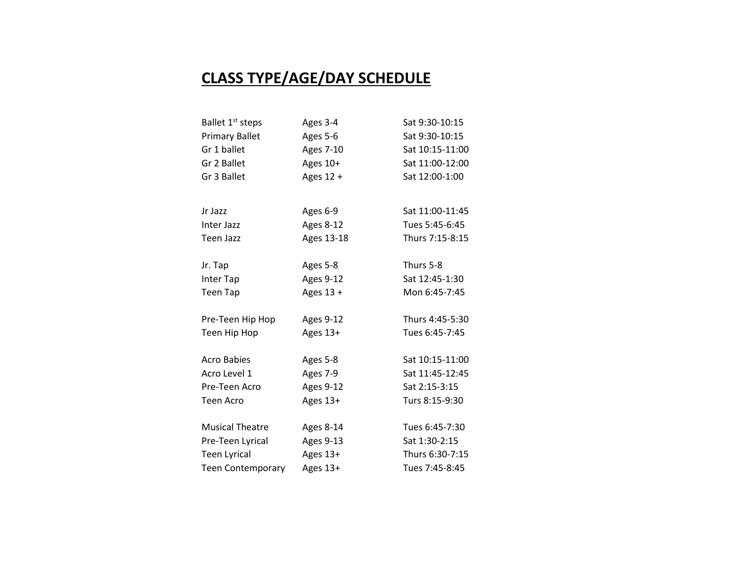# CLASS TYPE/AGE/DAY SCHEDULE

| | | |
|---|---|---|
| Ballet 1st steps | Ages 3-4 | Sat 9:30-10:15 |
| Primary Ballet | Ages 5-6 | Sat 9:30-10:15 |
| Gr 1 ballet | Ages 7-10 | Sat 10:15-11:00 |
| Gr 2 Ballet | Ages 10+ | Sat 11:00-12:00 |
| Gr 3 Ballet | Ages 12 + | Sat 12:00-1:00 |
| | | |
| Jr Jazz | Ages 6-9 | Sat 11:00-11:45 |
| Inter Jazz | Ages 8-12 | Tues 5:45-6:45 |
| Teen Jazz | Ages 13-18 | Thurs 7:15-8:15 |
| | | |
| Jr. Tap | Ages 5-8 | Thurs 5-8 |
| Inter Tap | Ages 9-12 | Sat 12:45-1:30 |
| Teen Tap | Ages 13 + | Mon 6:45-7:45 |
| | | |
| Pre-Teen Hip Hop | Ages 9-12 | Thurs 4:45-5:30 |
| Teen Hip Hop | Ages 13+ | Tues 6:45-7:45 |
| | | |
| Acro Babies | Ages 5-8 | Sat 10:15-11:00 |
| Acro Level 1 | Ages 7-9 | Sat 11:45-12:45 |
| Pre-Teen Acro | Ages 9-12 | Sat 2:15-3:15 |
| Teen Acro | Ages 13+ | Turs 8:15-9:30 |
| | | |
| Musical Theatre | Ages 8-14 | Tues 6:45-7:30 |
| Pre-Teen Lyrical | Ages 9-13 | Sat 1:30-2:15 |
| Teen Lyrical | Ages 13+ | Thurs 6:30-7:15 |
| Teen Contemporary | Ages 13+ | Tues 7:45-8:45 |